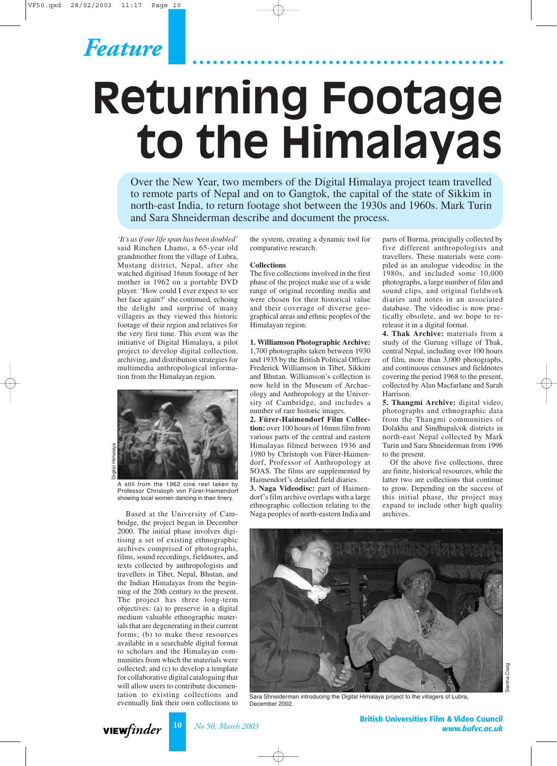Feature

# Returning Footage to the Himalayas

Over the New Year, two members of the Digital Himalaya project team travelled to remote parts of Nepal and on to Gangtok, the capital of the state of Sikkim in north-east India, to return footage shot between the 1930s and 1960s. Mark Turin and Sara Shneiderman describe and document the process.

*'It's as if our life span has been doubled'* said Rinchen Lhamo, a 65-year old grandmother from the village of Lubra, Mustang district, Nepal, after she watched digitised 16mm footage of her mother in 1962 on a portable DVD player. 'How could I ever expect to see her face again?' she continued, echoing the delight and surprise of many villagers as they viewed this historic footage of their region and relatives for the very first time. This event was the initiative of Digital Himalaya, a pilot project to develop digital collection, archiving, and distribution strategies for multimedia anthropological information from the Himalayan region.

A still from the 1962 cine reel taken by Professor Christoph von Fürer-Haimendorf showing local women dancing in their finery.

Based at the University of Cambridge, the project began in December 2000. The initial phase involves digitising a set of existing ethnographic archives comprised of photographs, films, sound recordings, fieldnotes, and texts collected by anthropologists and travellers in Tibet, Nepal, Bhutan, and the Indian Himalayas from the beginning of the 20th century to the present. The project has three long-term objectives: (a) to preserve in a digital medium valuable ethnographic materials that are degenerating in their current forms; (b) to make these resources available in a searchable digital format to scholars and the Himalayan communities from which the materials were collected; and (c) to develop a template for collaborative digital cataloguing that will allow users to contribute documentation to existing collections and eventually link their own collections to the system, creating a dynamic tool for comparative research.

**Collections**

The five collections involved in the first phase of the project make use of a wide range of original recording media and were chosen for their historical value and their coverage of diverse geographical areas and ethnic peoples of the Himalayan region:

**1. Williamson Photographic Archive:** 1,700 photographs taken between 1930 and 1935 by the British Political Officer Frederick Williamson in Tibet, Sikkim and Bhutan. Williamson's collection is now held in the Museum of Archaeology and Anthropology at the University of Cambridge, and includes a number of rare historic images.

**2. Fürer-Haimendorf Film Collection:** over 100 hours of 16mm film from various parts of the central and eastern Himalayas filmed between 1936 and 1980 by Christoph von Fürer-Haimendorf, Professor of Anthropology at SOAS. The films are supplemented by Haimendorf's detailed field diaries.

**3. Naga Videodisc:** part of Haimendorf's film archive overlaps with a large ethnographic collection relating to the Naga peoples of north-eastern India and parts of Burma, principally collected by five different anthropologists and travellers. These materials were compiled as an analogue videodisc in the 1980s, and included some 10,000 photographs, a large number of film and sound clips, and original fieldwork diaries and notes in an associated database. The videodisc is now practically obsolete, and we hope to re-release it in a digital format.

**4. Thak Archive:** materials from a study of the Gurung village of Thak, central Nepal, including over 100 hours of film, more than 3,000 photographs, and continuous censuses and fieldnotes covering the period 1968 to the present, collected by Alan Macfarlane and Sarah Harrison.

**5. Thangmi Archive:** digital video, photographs and ethnographic data from the Thangmi communities of Dolakha and Sindhupalcok districts in north-east Nepal collected by Mark Turin and Sara Shneiderman from 1996 to the present.

Of the above five collections, three are finite, historical resources, while the latter two are collections that continue to grow. Depending on the success of this initial phase, the project may expand to include other high quality archives.

Sara Shneiderman introducing the Digital Himalaya project to the villagers of Lubra, December 2002.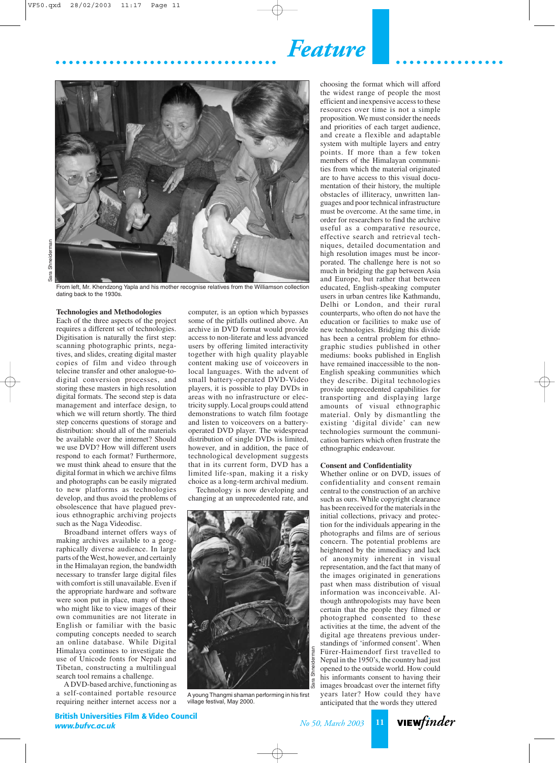From left, Mr. Khendzong Yapla and his mother recognise relatives from the Williamson collection dating back to the 1930s.

### Technologies and Methodologies

Each of the three aspects of the project requires a different set of technologies. Digitisation is naturally the first step: scanning photographic prints, negatives, and slides, creating digital master copies of film and video through telecine transfer and other analogue-to-digital conversion processes, and storing these masters in high resolution digital formats. The second step is data management and interface design, to which we will return shortly. The third step concerns questions of storage and distribution: should all of the materials be available over the internet? Should we use DVD? How will different users respond to each format? Furthermore, we must think ahead to ensure that the digital format in which we archive films and photographs can be easily migrated to new platforms as technologies develop, and thus avoid the problems of obsolescence that have plagued previous ethnographic archiving projects such as the Naga Videodisc.

Broadband internet offers ways of making archives available to a geographically diverse audience. In large parts of the West, however, and certainly in the Himalayan region, the bandwidth necessary to transfer large digital files with comfort is still unavailable. Even if the appropriate hardware and software were soon put in place, many of those who might like to view images of their own communities are not literate in English or familiar with the basic computing concepts needed to search an online database. While Digital Himalaya continues to investigate the use of Unicode fonts for Nepali and Tibetan, constructing a multilingual search tool remains a challenge.

A DVD-based archive, functioning as a self-contained portable resource requiring neither internet access nor a computer, is an option which bypasses some of the pitfalls outlined above. An archive in DVD format would provide access to non-literate and less advanced users by offering limited interactivity together with high quality playable content making use of voiceovers in local languages. With the advent of small battery-operated DVD-Video players, it is possible to play DVDs in areas with no infrastructure or electricity supply. Local groups could attend demonstrations to watch film footage and listen to voiceovers on a battery-operated DVD player. The widespread distribution of single DVDs is limited, however, and in addition, the pace of technological development suggests that in its current form, DVD has a limited life-span, making it a risky choice as a long-term archival medium.

Technology is now developing and changing at an unprecedented rate, and choosing the format which will afford the widest range of people the most efficient and inexpensive access to these resources over time is not a simple proposition. We must consider the needs and priorities of each target audience, and create a flexible and adaptable system with multiple layers and entry points. If more than a few token members of the Himalayan communities from which the material originated are to have access to this visual documentation of their history, the multiple obstacles of illiteracy, unwritten languages and poor technical infrastructure must be overcome. At the same time, in order for researchers to find the archive useful as a comparative resource, effective search and retrieval techniques, detailed documentation and high resolution images must be incorporated. The challenge here is not so much in bridging the gap between Asia and Europe, but rather that between educated, English-speaking computer users in urban centres like Kathmandu, Delhi or London, and their rural counterparts, who often do not have the education or facilities to make use of new technologies. Bridging this divide has been a central problem for ethnographic studies published in other mediums: books published in English have remained inaccessible to the non-English speaking communities which they describe. Digital technologies provide unprecedented capabilities for transporting and displaying large amounts of visual ethnographic material. Only by dismantling the existing 'digital divide' can new technologies surmount the communication barriers which often frustrate the ethnographic endeavour.

A young Thangmi shaman performing in his first village festival, May 2000.

### Consent and Confidentiality

Whether online or on DVD, issues of confidentiality and consent remain central to the construction of an archive such as ours. While copyright clearance has been received for the materials in the initial collections, privacy and protection for the individuals appearing in the photographs and films are of serious concern. The potential problems are heightened by the immediacy and lack of anonymity inherent in visual representation, and the fact that many of the images originated in generations past when mass distribution of visual information was inconceivable. Although anthropologists may have been certain that the people they filmed or photographed consented to these activities at the time, the advent of the digital age threatens previous understandings of 'informed consent'. When Fürer-Haimendorf first travelled to Nepal in the 1950's, the country had just opened to the outside world. How could his informants consent to having their images broadcast over the internet fifty years later? How could they have anticipated that the words they uttered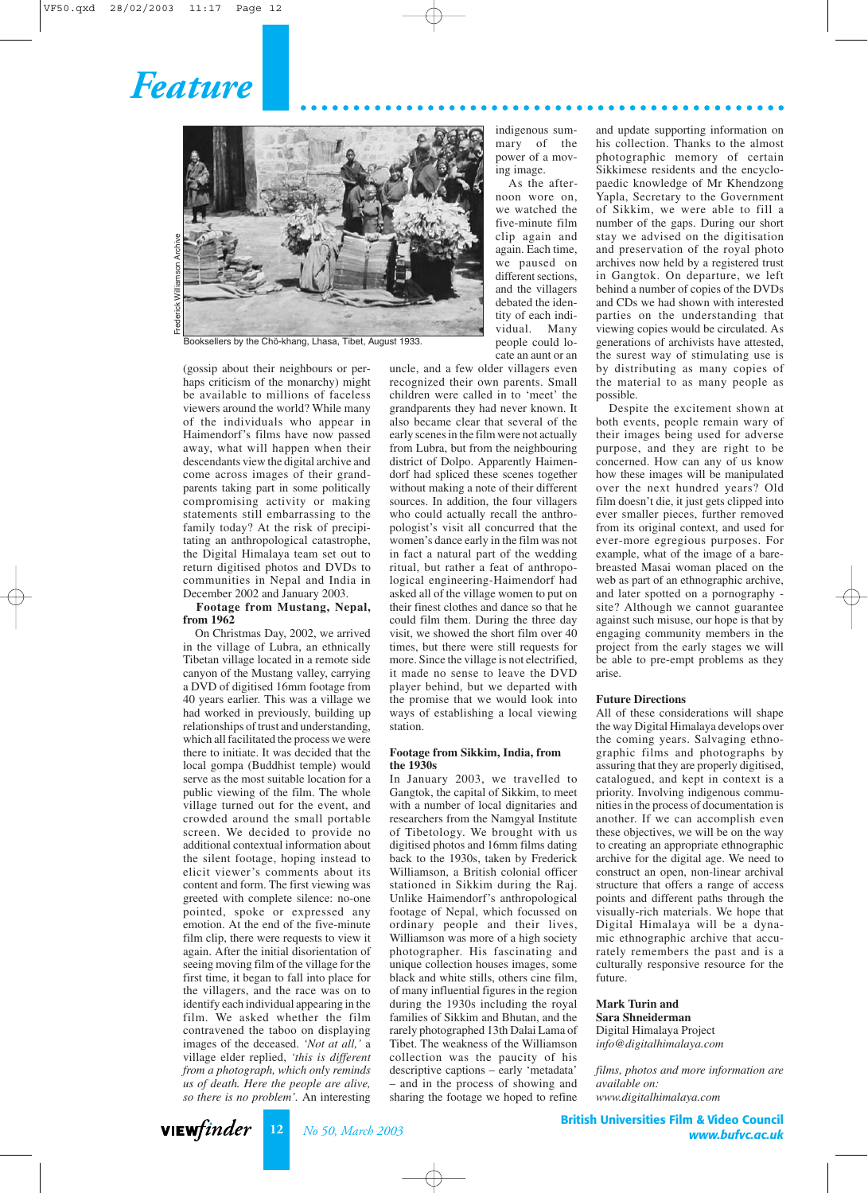Booksellers by the Chö-khang, Lhasa, Tibet, August 1933.

Frederick Williamson Archive

(gossip about their neighbours or perhaps criticism of the monarchy) might be available to millions of faceless viewers around the world? While many of the individuals who appear in Haimendorf's films have now passed away, what will happen when their descendants view the digital archive and come across images of their grandparents taking part in some politically compromising activity or making statements still embarrassing to the family today? At the risk of precipitating an anthropological catastrophe, the Digital Himalaya team set out to return digitised photos and DVDs to communities in Nepal and India in December 2002 and January 2003.

**Footage from Mustang, Nepal, from 1962**

On Christmas Day, 2002, we arrived in the village of Lubra, an ethnically Tibetan village located in a remote side canyon of the Mustang valley, carrying a DVD of digitised 16mm footage from 40 years earlier. This was a village we had worked in previously, building up relationships of trust and understanding, which all facilitated the process we were there to initiate. It was decided that the local gompa (Buddhist temple) would serve as the most suitable location for a public viewing of the film. The whole village turned out for the event, and crowded around the small portable screen. We decided to provide no additional contextual information about the silent footage, hoping instead to elicit viewer's comments about its content and form. The first viewing was greeted with complete silence: no-one pointed, spoke or expressed any emotion. At the end of the five-minute film clip, there were requests to view it again. After the initial disorientation of seeing moving film of the village for the first time, it began to fall into place for the villagers, and the race was on to identify each individual appearing in the film. We asked whether the film contravened the taboo on displaying images of the deceased. *'Not at all,'* a village elder replied, *'this is different from a photograph, which only reminds us of death. Here the people are alive, so there is no problem'*. An interesting indigenous summary of the power of a moving image.

As the afternoon wore on, we watched the five-minute film clip again and again. Each time, we paused on different sections, and the villagers debated the identity of each individual. Many people could locate an aunt or an uncle, and a few older villagers even recognized their own parents. Small children were called in to 'meet' the grandparents they had never known. It also became clear that several of the early scenes in the film were not actually from Lubra, but from the neighbouring district of Dolpo. Apparently Haimendorf had spliced these scenes together without making a note of their different sources. In addition, the four villagers who could actually recall the anthropologist's visit all concurred that the women's dance early in the film was not in fact a natural part of the wedding ritual, but rather a feat of anthropological engineering-Haimendorf had asked all of the village women to put on their finest clothes and dance so that he could film them. During the three day visit, we showed the short film over 40 times, but there were still requests for more. Since the village is not electrified, it made no sense to leave the DVD player behind, but we departed with the promise that we would look into ways of establishing a local viewing station.

**Footage from Sikkim, India, from the 1930s**

In January 2003, we travelled to Gangtok, the capital of Sikkim, to meet with a number of local dignitaries and researchers from the Namgyal Institute of Tibetology. We brought with us digitised photos and 16mm films dating back to the 1930s, taken by Frederick Williamson, a British colonial officer stationed in Sikkim during the Raj. Unlike Haimendorf's anthropological footage of Nepal, which focussed on ordinary people and their lives, Williamson was more of a high society photographer. His fascinating and unique collection houses images, some black and white stills, others cine film, of many influential figures in the region during the 1930s including the royal families of Sikkim and Bhutan, and the rarely photographed 13th Dalai Lama of Tibet. The weakness of the Williamson collection was the paucity of his descriptive captions – early 'metadata' – and in the process of showing and sharing the footage we hoped to refine and update supporting information on his collection. Thanks to the almost photographic memory of certain Sikkimese residents and the encyclopaedic knowledge of Mr Khendzong Yapla, Secretary to the Government of Sikkim, we were able to fill a number of the gaps. During our short stay we advised on the digitisation and preservation of the royal photo archives now held by a registered trust in Gangtok. On departure, we left behind a number of copies of the DVDs and CDs we had shown with interested parties on the understanding that viewing copies would be circulated. As generations of archivists have attested, the surest way of stimulating use is by distributing as many copies of the material to as many people as possible.

Despite the excitement shown at both events, people remain wary of their images being used for adverse purpose, and they are right to be concerned. How can any of us know how these images will be manipulated over the next hundred years? Old film doesn't die, it just gets clipped into ever smaller pieces, further removed from its original context, and used for ever-more egregious purposes. For example, what of the image of a bare-breasted Masai woman placed on the web as part of an ethnographic archive, and later spotted on a pornography - site? Although we cannot guarantee against such misuse, our hope is that by engaging community members in the project from the early stages we will be able to pre-empt problems as they arise.

**Future Directions**

All of these considerations will shape the way Digital Himalaya develops over the coming years. Salvaging ethnographic films and photographs by assuring that they are properly digitised, catalogued, and kept in context is a priority. Involving indigenous communities in the process of documentation is another. If we can accomplish even these objectives, we will be on the way to creating an appropriate ethnographic archive for the digital age. We need to construct an open, non-linear archival structure that offers a range of access points and different paths through the visually-rich materials. We hope that Digital Himalaya will be a dynamic ethnographic archive that accurately remembers the past and is a culturally responsive resource for the future.

**Mark Turin and**
**Sara Shneiderman**
Digital Himalaya Project
*info@digitalhimalaya.com*

*films, photos and more information are available on:*
*www.digitalhimalaya.com*